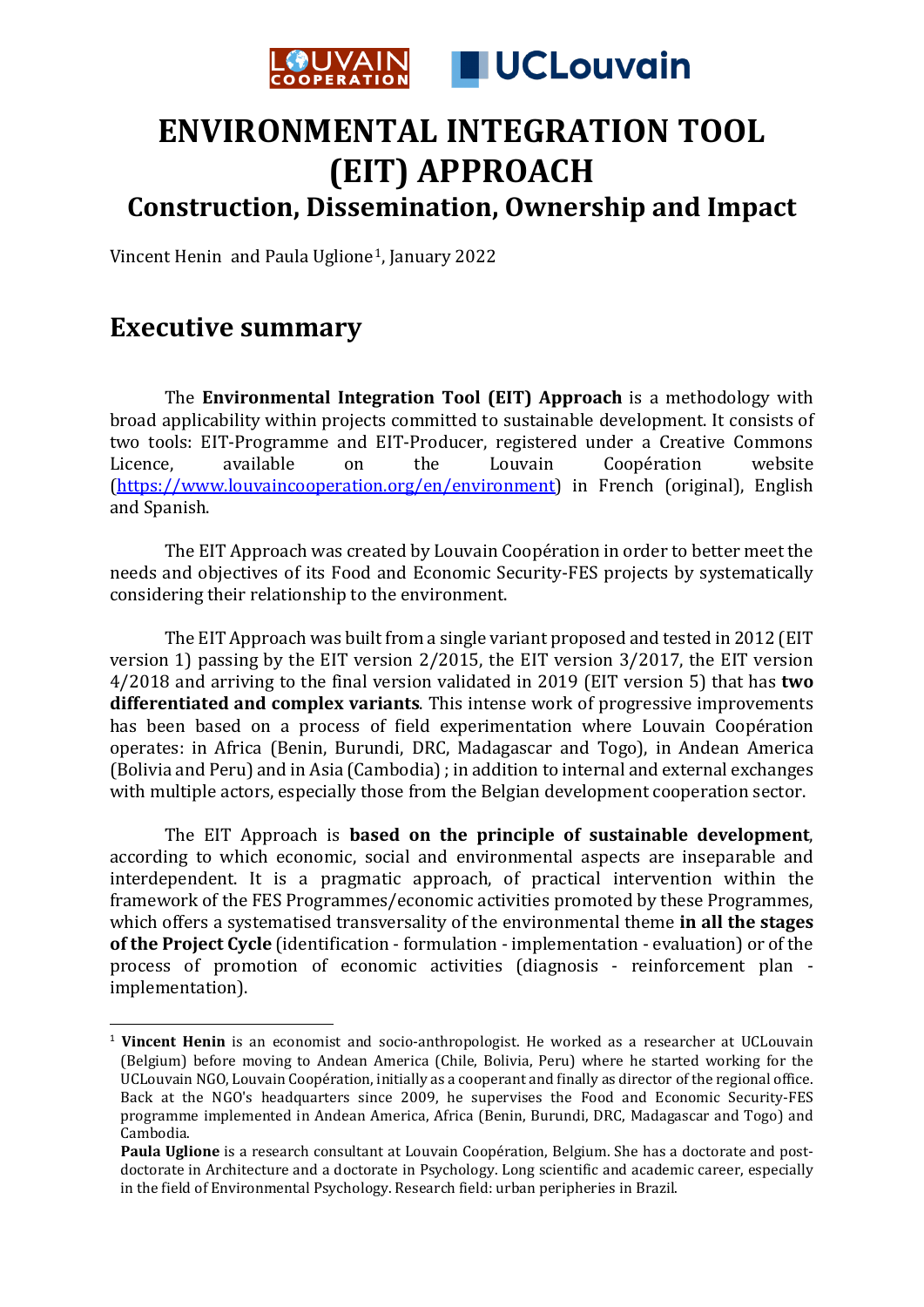# ENVIRONMENTAL INTEGRATION TOOL (EIT) APPROACH

## Construction, Dissemination, Ownership and Impact

Vincent Henin and Paula Uglione[1], January 2022

## Executive summary

The **Environmental Integration Tool (EIT) Approach** is a methodology with broad applicability within projects committed to sustainable development. It consists of two tools: EIT-Programme and EIT-Producer, registered under a Creative Commons Licence, available on the Louvain Coopération website (https://www.louvaincooperation.org/en/environment) in French (original), English and Spanish.

The EIT Approach was created by Louvain Coopération in order to better meet the needs and objectives of its Food and Economic Security-FES projects by systematically considering their relationship to the environment.

The EIT Approach was built from a single variant proposed and tested in 2012 (EIT version 1) passing by the EIT version 2/2015, the EIT version 3/2017, the EIT version 4/2018 and arriving to the final version validated in 2019 (EIT version 5) that has **two differentiated and complex variants**. This intense work of progressive improvements has been based on a process of field experimentation where Louvain Coopération operates: in Africa (Benin, Burundi, DRC, Madagascar and Togo), in Andean America (Bolivia and Peru) and in Asia (Cambodia) ; in addition to internal and external exchanges with multiple actors, especially those from the Belgian development cooperation sector.

The EIT Approach is **based on the principle of sustainable development**, according to which economic, social and environmental aspects are inseparable and interdependent. It is a pragmatic approach, of practical intervention within the framework of the FES Programmes/economic activities promoted by these Programmes, which offers a systematised transversality of the environmental theme **in all the stages of the Project Cycle** (identification - formulation - implementation - evaluation) or of the process of promotion of economic activities (diagnosis - reinforcement plan - implementation).

---

[1] **Vincent Henin** is an economist and socio-anthropologist. He worked as a researcher at UCLouvain (Belgium) before moving to Andean America (Chile, Bolivia, Peru) where he started working for the UCLouvain NGO, Louvain Coopération, initially as a cooperant and finally as director of the regional office. Back at the NGO's headquarters since 2009, he supervises the Food and Economic Security-FES programme implemented in Andean America, Africa (Benin, Burundi, DRC, Madagascar and Togo) and Cambodia.

**Paula Uglione** is a research consultant at Louvain Coopération, Belgium. She has a doctorate and post-doctorate in Architecture and a doctorate in Psychology. Long scientific and academic career, especially in the field of Environmental Psychology. Research field: urban peripheries in Brazil.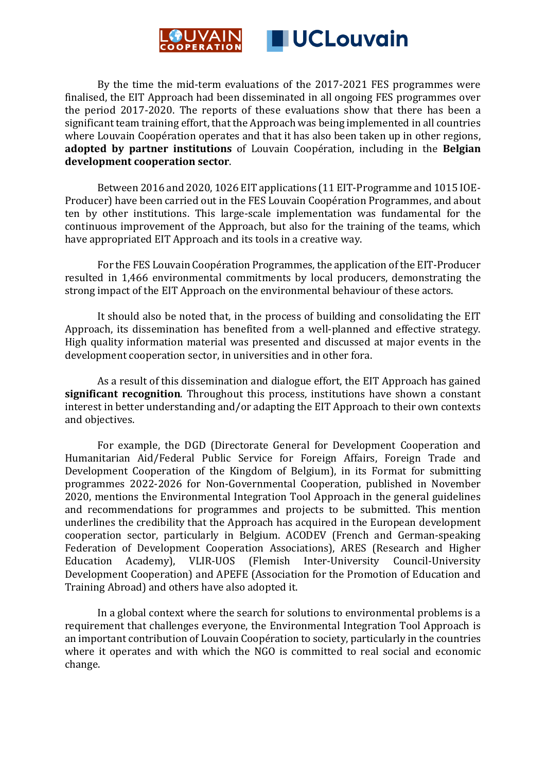By the time the mid-term evaluations of the 2017-2021 FES programmes were finalised, the EIT Approach had been disseminated in all ongoing FES programmes over the period 2017-2020. The reports of these evaluations show that there has been a significant team training effort, that the Approach was being implemented in all countries where Louvain Coopération operates and that it has also been taken up in other regions, **adopted by partner institutions** of Louvain Coopération, including in the **Belgian development cooperation sector**.

Between 2016 and 2020, 1026 EIT applications (11 EIT-Programme and 1015 IOE-Producer) have been carried out in the FES Louvain Coopération Programmes, and about ten by other institutions. This large-scale implementation was fundamental for the continuous improvement of the Approach, but also for the training of the teams, which have appropriated EIT Approach and its tools in a creative way.

For the FES Louvain Coopération Programmes, the application of the EIT-Producer resulted in 1,466 environmental commitments by local producers, demonstrating the strong impact of the EIT Approach on the environmental behaviour of these actors.

It should also be noted that, in the process of building and consolidating the EIT Approach, its dissemination has benefited from a well-planned and effective strategy. High quality information material was presented and discussed at major events in the development cooperation sector, in universities and in other fora.

As a result of this dissemination and dialogue effort, the EIT Approach has gained **significant recognition**. Throughout this process, institutions have shown a constant interest in better understanding and/or adapting the EIT Approach to their own contexts and objectives.

For example, the DGD (Directorate General for Development Cooperation and Humanitarian Aid/Federal Public Service for Foreign Affairs, Foreign Trade and Development Cooperation of the Kingdom of Belgium), in its Format for submitting programmes 2022-2026 for Non-Governmental Cooperation, published in November 2020, mentions the Environmental Integration Tool Approach in the general guidelines and recommendations for programmes and projects to be submitted. This mention underlines the credibility that the Approach has acquired in the European development cooperation sector, particularly in Belgium. ACODEV (French and German-speaking Federation of Development Cooperation Associations), ARES (Research and Higher Education Academy), VLIR-UOS (Flemish Inter-University Council-University Development Cooperation) and APEFE (Association for the Promotion of Education and Training Abroad) and others have also adopted it.

In a global context where the search for solutions to environmental problems is a requirement that challenges everyone, the Environmental Integration Tool Approach is an important contribution of Louvain Coopération to society, particularly in the countries where it operates and with which the NGO is committed to real social and economic change.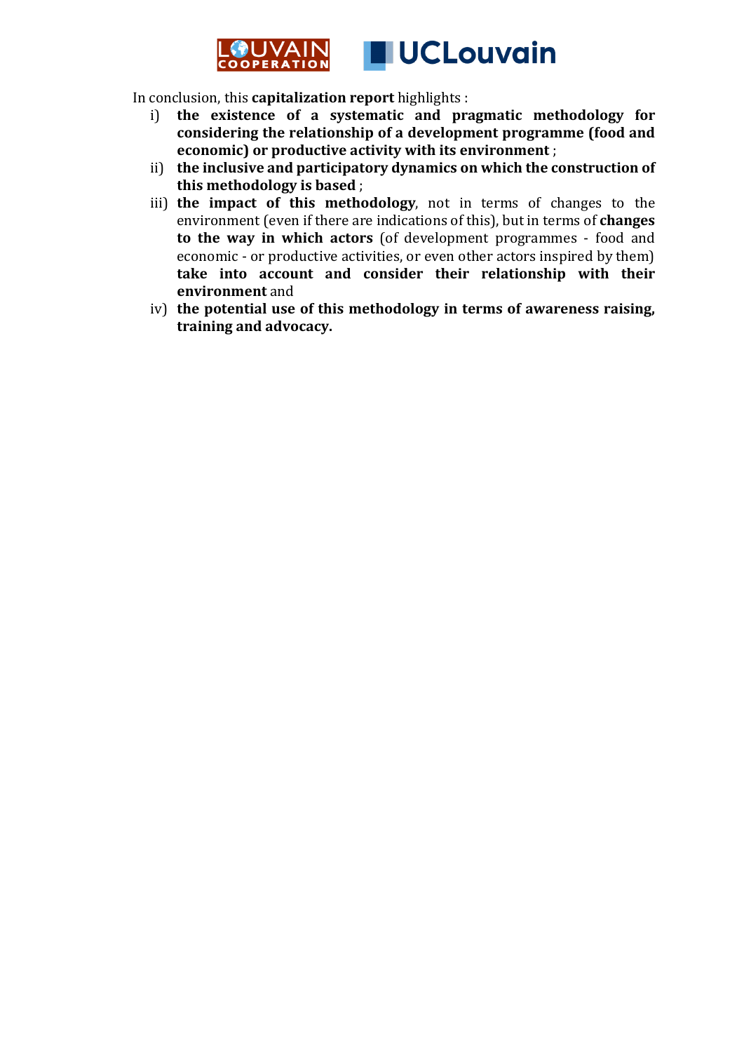In conclusion, this **capitalization report** highlights :

i) **the existence of a systematic and pragmatic methodology for considering the relationship of a development programme (food and economic) or productive activity with its environment** ;

ii) **the inclusive and participatory dynamics on which the construction of this methodology is based** ;

iii) **the impact of this methodology**, not in terms of changes to the environment (even if there are indications of this), but in terms of **changes to the way in which actors** (of development programmes - food and economic - or productive activities, or even other actors inspired by them) **take into account and consider their relationship with their environment** and

iv) **the potential use of this methodology in terms of awareness raising, training and advocacy.**